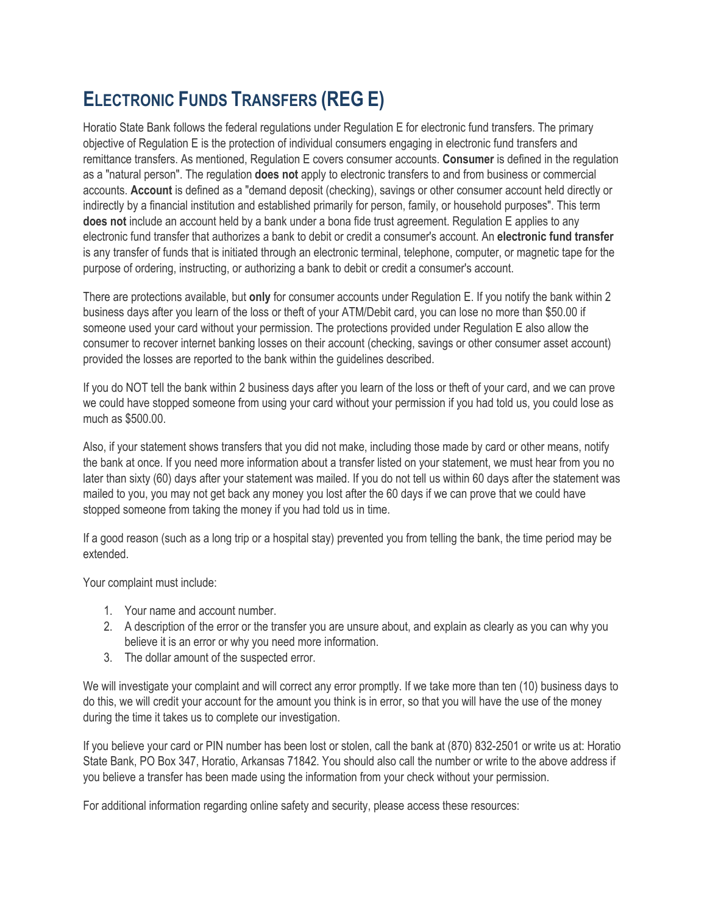# Electronic Funds Transfers (REG E)

Horatio State Bank follows the federal regulations under Regulation E for electronic fund transfers. The primary objective of Regulation E is the protection of individual consumers engaging in electronic fund transfers and remittance transfers. As mentioned, Regulation E covers consumer accounts. **Consumer** is defined in the regulation as a "natural person". The regulation **does not** apply to electronic transfers to and from business or commercial accounts. **Account** is defined as a "demand deposit (checking), savings or other consumer account held directly or indirectly by a financial institution and established primarily for person, family, or household purposes". This term **does not** include an account held by a bank under a bona fide trust agreement. Regulation E applies to any electronic fund transfer that authorizes a bank to debit or credit a consumer's account. An **electronic fund transfer** is any transfer of funds that is initiated through an electronic terminal, telephone, computer, or magnetic tape for the purpose of ordering, instructing, or authorizing a bank to debit or credit a consumer's account.

There are protections available, but **only** for consumer accounts under Regulation E. If you notify the bank within 2 business days after you learn of the loss or theft of your ATM/Debit card, you can lose no more than $50.00 if someone used your card without your permission. The protections provided under Regulation E also allow the consumer to recover internet banking losses on their account (checking, savings or other consumer asset account) provided the losses are reported to the bank within the guidelines described.

If you do NOT tell the bank within 2 business days after you learn of the loss or theft of your card, and we can prove we could have stopped someone from using your card without your permission if you had told us, you could lose as much as $500.00.

Also, if your statement shows transfers that you did not make, including those made by card or other means, notify the bank at once. If you need more information about a transfer listed on your statement, we must hear from you no later than sixty (60) days after your statement was mailed. If you do not tell us within 60 days after the statement was mailed to you, you may not get back any money you lost after the 60 days if we can prove that we could have stopped someone from taking the money if you had told us in time.

If a good reason (such as a long trip or a hospital stay) prevented you from telling the bank, the time period may be extended.

Your complaint must include:

1. Your name and account number.
2. A description of the error or the transfer you are unsure about, and explain as clearly as you can why you believe it is an error or why you need more information.
3. The dollar amount of the suspected error.

We will investigate your complaint and will correct any error promptly. If we take more than ten (10) business days to do this, we will credit your account for the amount you think is in error, so that you will have the use of the money during the time it takes us to complete our investigation.

If you believe your card or PIN number has been lost or stolen, call the bank at (870) 832-2501 or write us at: Horatio State Bank, PO Box 347, Horatio, Arkansas 71842. You should also call the number or write to the above address if you believe a transfer has been made using the information from your check without your permission.

For additional information regarding online safety and security, please access these resources: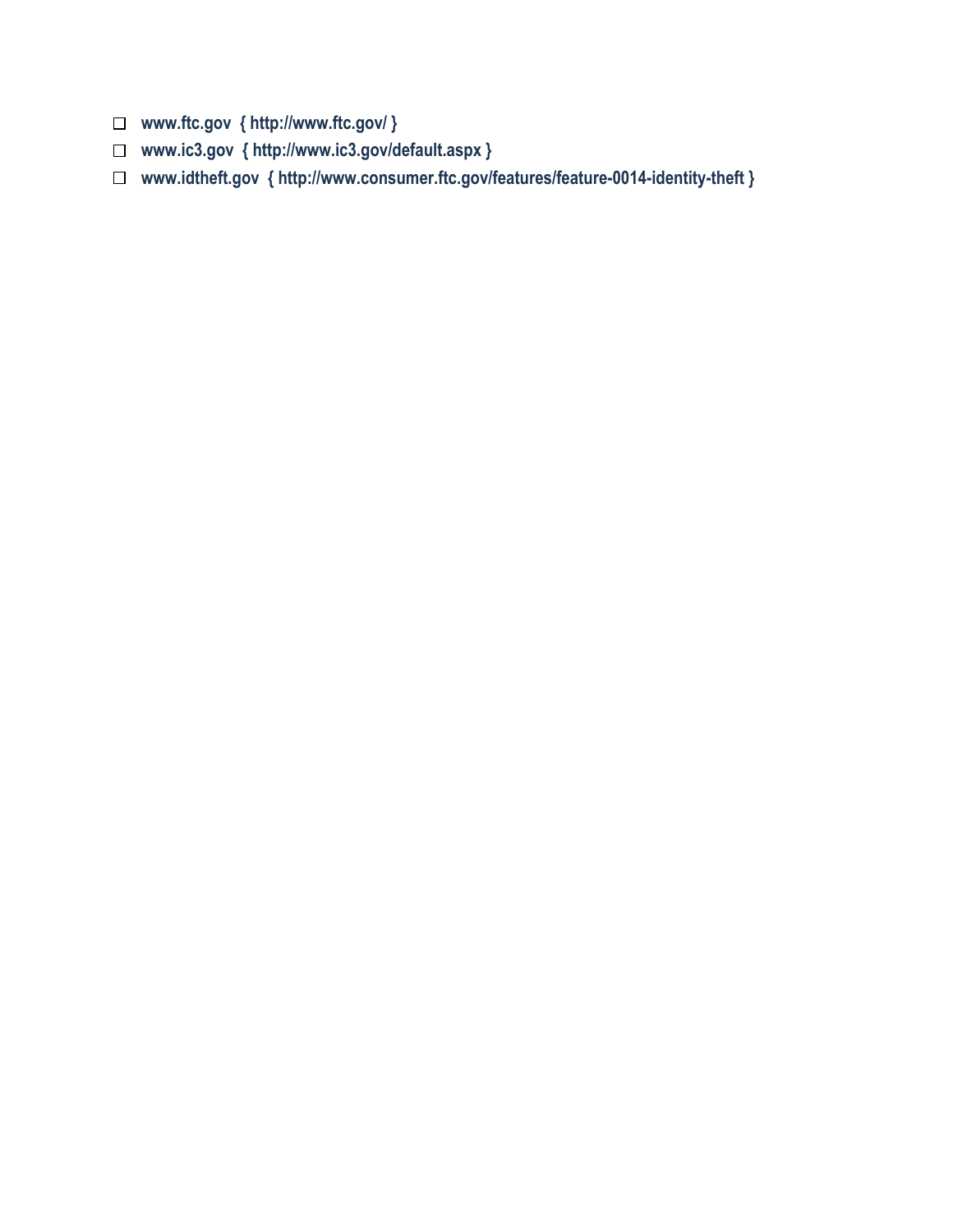- ☐ **www.ftc.gov { http://www.ftc.gov/ }**
- ☐ **www.ic3.gov { http://www.ic3.gov/default.aspx }**
- ☐ **www.idtheft.gov { http://www.consumer.ftc.gov/features/feature-0014-identity-theft }**